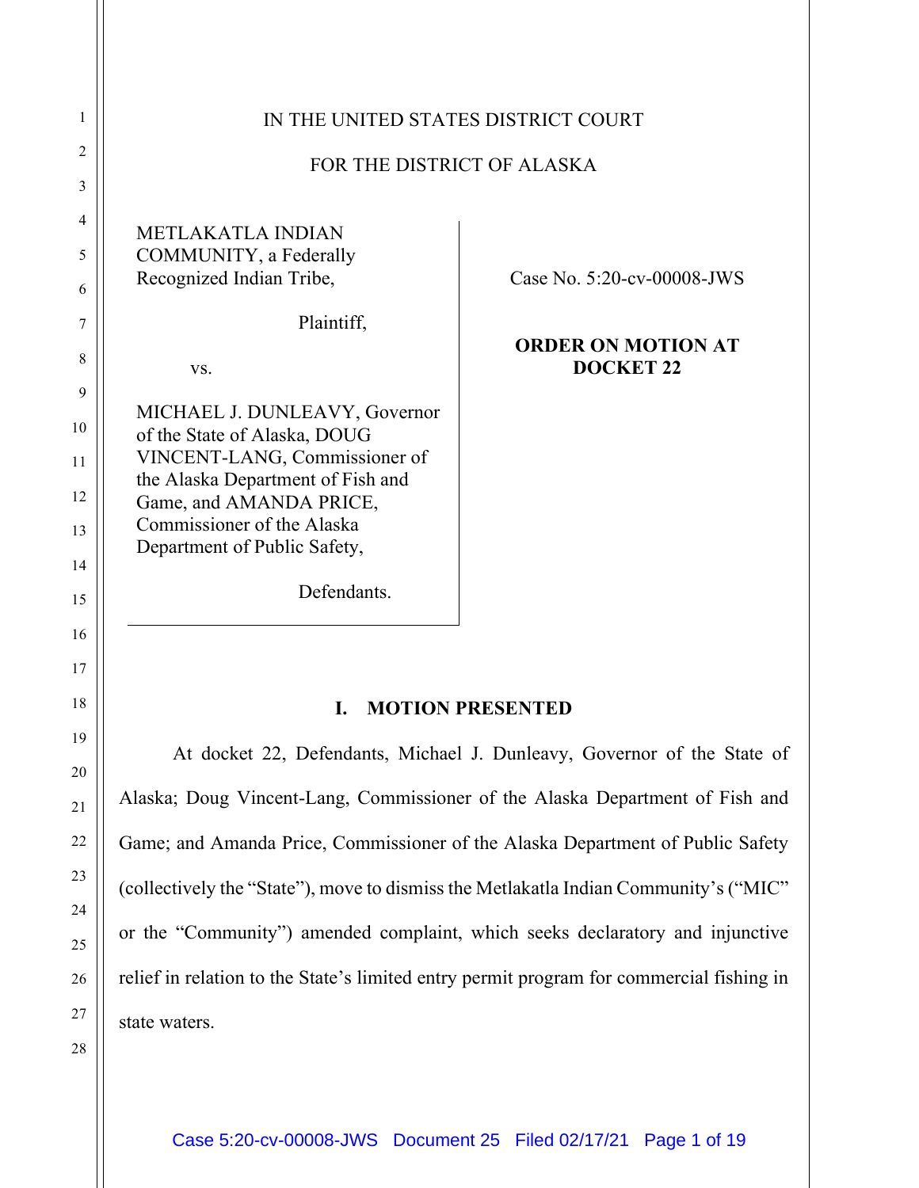IN THE UNITED STATES DISTRICT COURT

FOR THE DISTRICT OF ALASKA

| | |
|---|---|
| METLAKATLA INDIAN COMMUNITY, a Federally Recognized Indian Tribe,<br><br>Plaintiff,<br><br>vs.<br><br>MICHAEL J. DUNLEAVY, Governor of the State of Alaska, DOUG VINCENT-LANG, Commissioner of the Alaska Department of Fish and Game, and AMANDA PRICE, Commissioner of the Alaska Department of Public Safety,<br><br>Defendants. | Case No. 5:20-cv-00008-JWS<br><br>**ORDER ON MOTION AT DOCKET 22** |

## I. MOTION PRESENTED

At docket 22, Defendants, Michael J. Dunleavy, Governor of the State of Alaska; Doug Vincent-Lang, Commissioner of the Alaska Department of Fish and Game; and Amanda Price, Commissioner of the Alaska Department of Public Safety (collectively the "State"), move to dismiss the Metlakatla Indian Community's ("MIC" or the "Community") amended complaint, which seeks declaratory and injunctive relief in relation to the State's limited entry permit program for commercial fishing in state waters.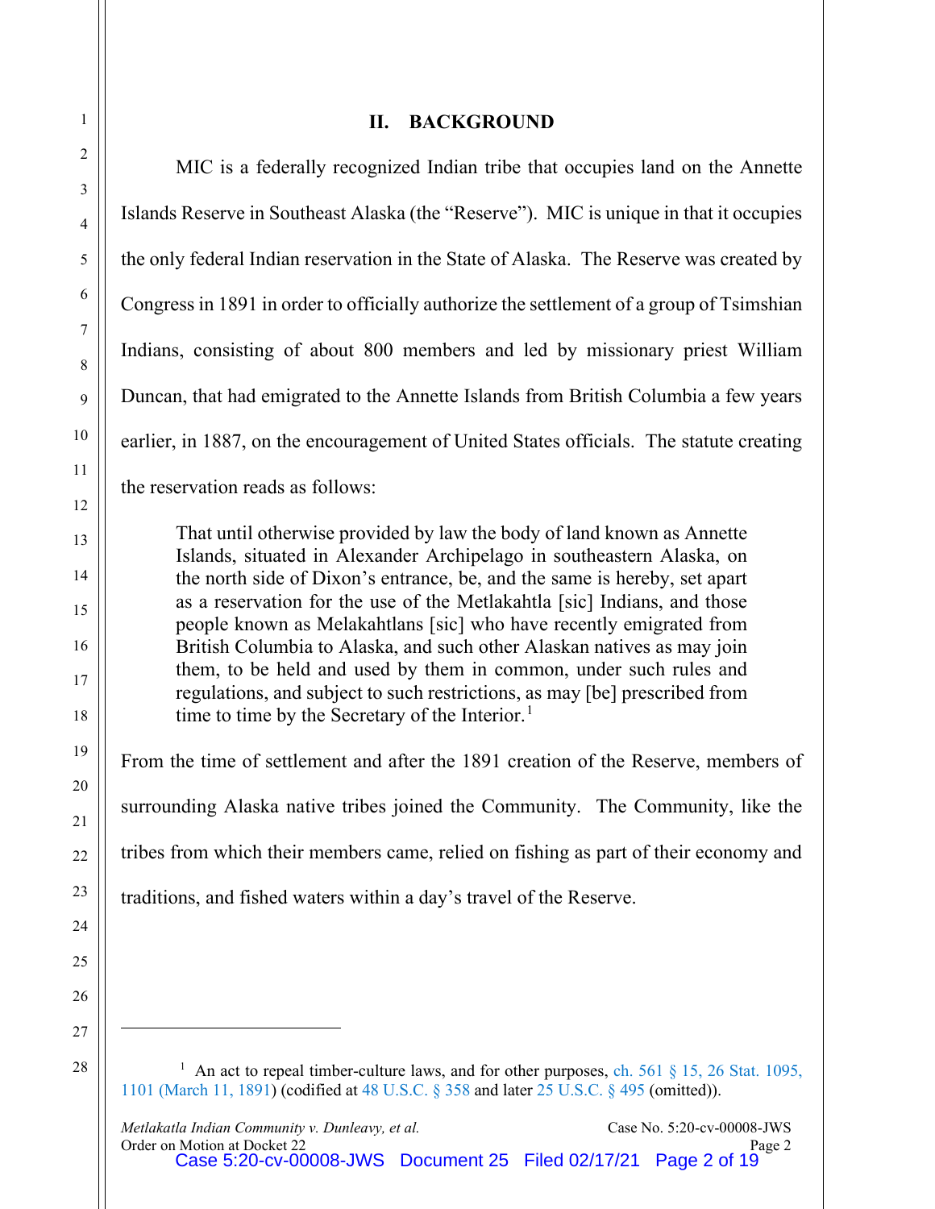## II. BACKGROUND

MIC is a federally recognized Indian tribe that occupies land on the Annette Islands Reserve in Southeast Alaska (the "Reserve"). MIC is unique in that it occupies the only federal Indian reservation in the State of Alaska. The Reserve was created by Congress in 1891 in order to officially authorize the settlement of a group of Tsimshian Indians, consisting of about 800 members and led by missionary priest William Duncan, that had emigrated to the Annette Islands from British Columbia a few years earlier, in 1887, on the encouragement of United States officials. The statute creating the reservation reads as follows:

> That until otherwise provided by law the body of land known as Annette Islands, situated in Alexander Archipelago in southeastern Alaska, on the north side of Dixon's entrance, be, and the same is hereby, set apart as a reservation for the use of the Metlakahtla [sic] Indians, and those people known as Melakahtlans [sic] who have recently emigrated from British Columbia to Alaska, and such other Alaskan natives as may join them, to be held and used by them in common, under such rules and regulations, and subject to such restrictions, as may [be] prescribed from time to time by the Secretary of the Interior.[1]

From the time of settlement and after the 1891 creation of the Reserve, members of surrounding Alaska native tribes joined the Community. The Community, like the tribes from which their members came, relied on fishing as part of their economy and traditions, and fished waters within a day's travel of the Reserve.

---

[1] An act to repeal timber-culture laws, and for other purposes, ch. 561 § 15, 26 Stat. 1095, 1101 (March 11, 1891) (codified at 48 U.S.C. § 358 and later 25 U.S.C. § 495 (omitted)).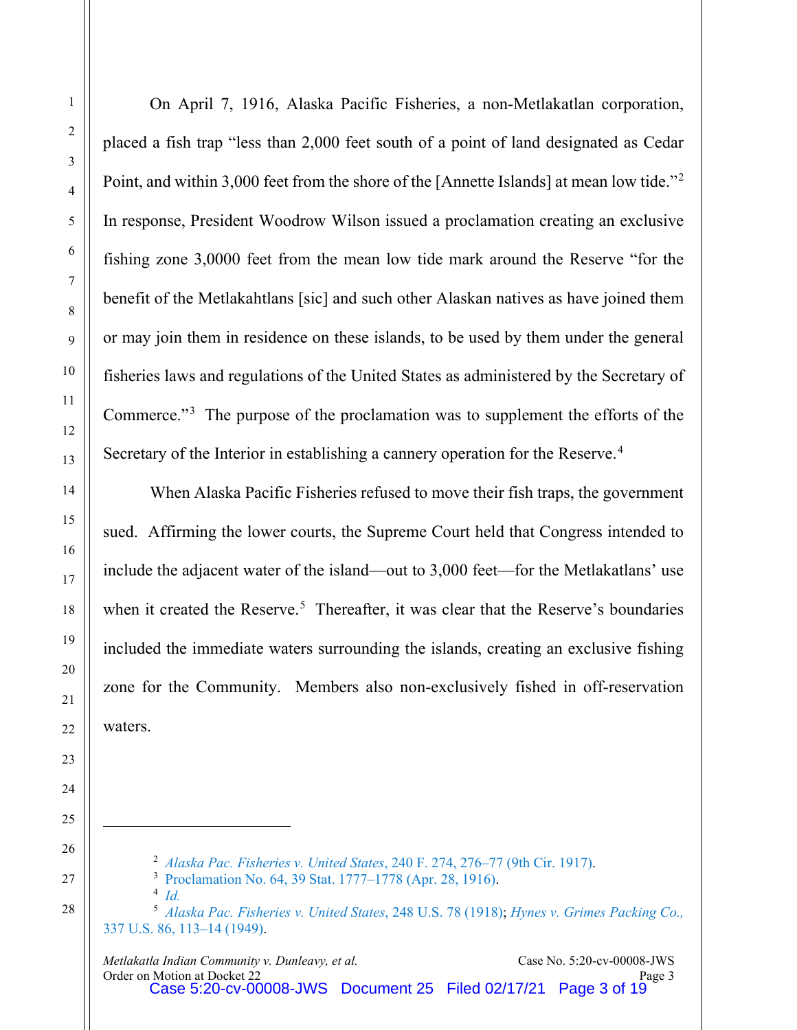On April 7, 1916, Alaska Pacific Fisheries, a non-Metlakatlan corporation, placed a fish trap "less than 2,000 feet south of a point of land designated as Cedar Point, and within 3,000 feet from the shore of the [Annette Islands] at mean low tide."[2] In response, President Woodrow Wilson issued a proclamation creating an exclusive fishing zone 3,0000 feet from the mean low tide mark around the Reserve "for the benefit of the Metlakahtlans [sic] and such other Alaskan natives as have joined them or may join them in residence on these islands, to be used by them under the general fisheries laws and regulations of the United States as administered by the Secretary of Commerce."[3] The purpose of the proclamation was to supplement the efforts of the Secretary of the Interior in establishing a cannery operation for the Reserve.[4]

When Alaska Pacific Fisheries refused to move their fish traps, the government sued. Affirming the lower courts, the Supreme Court held that Congress intended to include the adjacent water of the island—out to 3,000 feet—for the Metlakatlans' use when it created the Reserve.[5] Thereafter, it was clear that the Reserve's boundaries included the immediate waters surrounding the islands, creating an exclusive fishing zone for the Community. Members also non-exclusively fished in off-reservation waters.

---

[2] *Alaska Pac. Fisheries v. United States*, 240 F. 274, 276–77 (9th Cir. 1917).

[3] Proclamation No. 64, 39 Stat. 1777–1778 (Apr. 28, 1916).

[4] *Id.*

[5] *Alaska Pac. Fisheries v. United States*, 248 U.S. 78 (1918); *Hynes v. Grimes Packing Co.,* 337 U.S. 86, 113–14 (1949).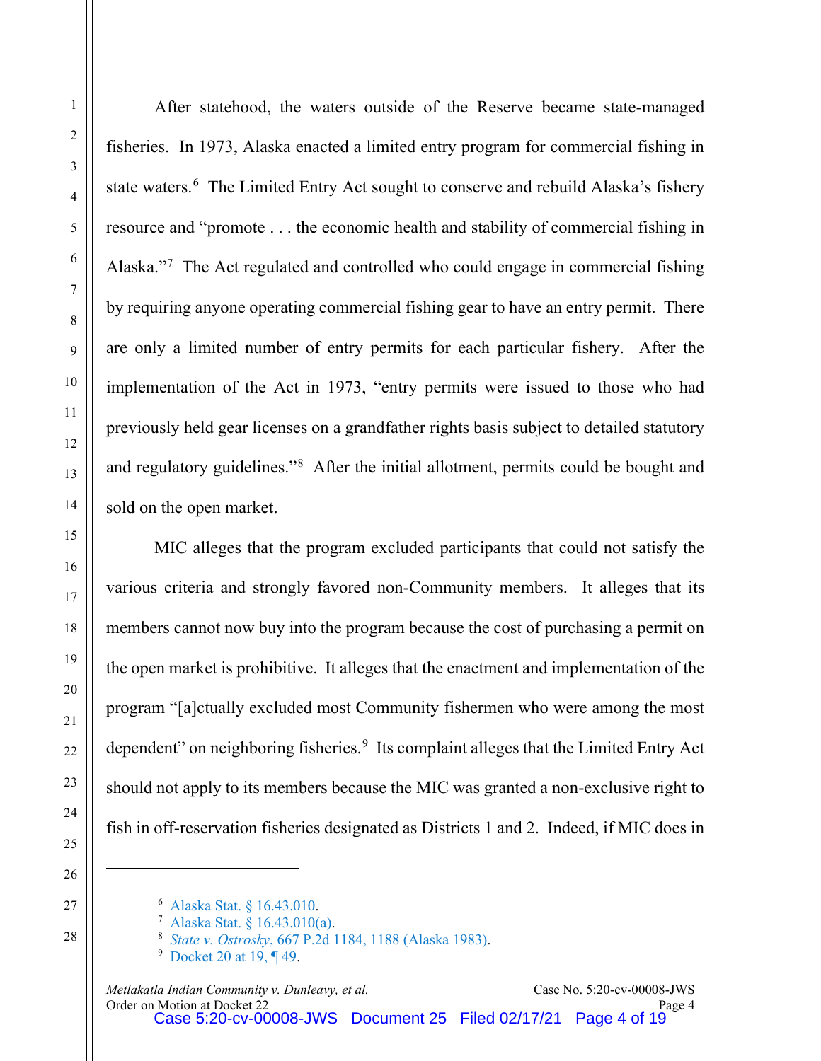After statehood, the waters outside of the Reserve became state-managed fisheries. In 1973, Alaska enacted a limited entry program for commercial fishing in state waters.[6] The Limited Entry Act sought to conserve and rebuild Alaska's fishery resource and "promote . . . the economic health and stability of commercial fishing in Alaska."[7] The Act regulated and controlled who could engage in commercial fishing by requiring anyone operating commercial fishing gear to have an entry permit. There are only a limited number of entry permits for each particular fishery. After the implementation of the Act in 1973, "entry permits were issued to those who had previously held gear licenses on a grandfather rights basis subject to detailed statutory and regulatory guidelines."[8] After the initial allotment, permits could be bought and sold on the open market.

MIC alleges that the program excluded participants that could not satisfy the various criteria and strongly favored non-Community members. It alleges that its members cannot now buy into the program because the cost of purchasing a permit on the open market is prohibitive. It alleges that the enactment and implementation of the program "[a]ctually excluded most Community fishermen who were among the most dependent" on neighboring fisheries.[9] Its complaint alleges that the Limited Entry Act should not apply to its members because the MIC was granted a non-exclusive right to fish in off-reservation fisheries designated as Districts 1 and 2. Indeed, if MIC does in

---

[6] Alaska Stat. § 16.43.010.

[7] Alaska Stat. § 16.43.010(a).

[8] *State v. Ostrosky*, 667 P.2d 1184, 1188 (Alaska 1983).

[9] Docket 20 at 19, ¶ 49.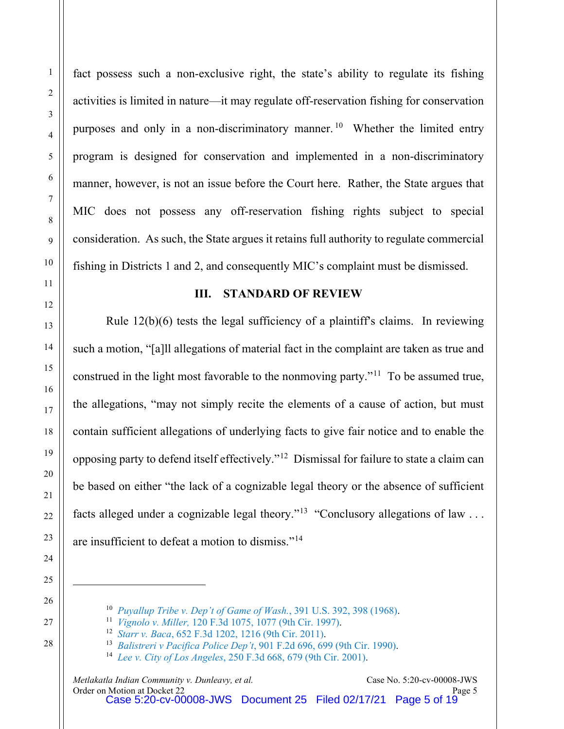fact possess such a non-exclusive right, the state's ability to regulate its fishing activities is limited in nature—it may regulate off-reservation fishing for conservation purposes and only in a non-discriminatory manner.[10] Whether the limited entry program is designed for conservation and implemented in a non-discriminatory manner, however, is not an issue before the Court here. Rather, the State argues that MIC does not possess any off-reservation fishing rights subject to special consideration. As such, the State argues it retains full authority to regulate commercial fishing in Districts 1 and 2, and consequently MIC's complaint must be dismissed.

## III. STANDARD OF REVIEW

Rule 12(b)(6) tests the legal sufficiency of a plaintiff's claims. In reviewing such a motion, "[a]ll allegations of material fact in the complaint are taken as true and construed in the light most favorable to the nonmoving party."[11] To be assumed true, the allegations, "may not simply recite the elements of a cause of action, but must contain sufficient allegations of underlying facts to give fair notice and to enable the opposing party to defend itself effectively."[12] Dismissal for failure to state a claim can be based on either "the lack of a cognizable legal theory or the absence of sufficient facts alleged under a cognizable legal theory."[13] "Conclusory allegations of law . . . are insufficient to defeat a motion to dismiss."[14]

---

[10] *Puyallup Tribe v. Dep't of Game of Wash.*, 391 U.S. 392, 398 (1968).

[11] *Vignolo v. Miller,* 120 F.3d 1075, 1077 (9th Cir. 1997).

[12] *Starr v. Baca*, 652 F.3d 1202, 1216 (9th Cir. 2011).

[13] *Balistreri v Pacifica Police Dep't*, 901 F.2d 696, 699 (9th Cir. 1990).

[14] *Lee v. City of Los Angeles*, 250 F.3d 668, 679 (9th Cir. 2001).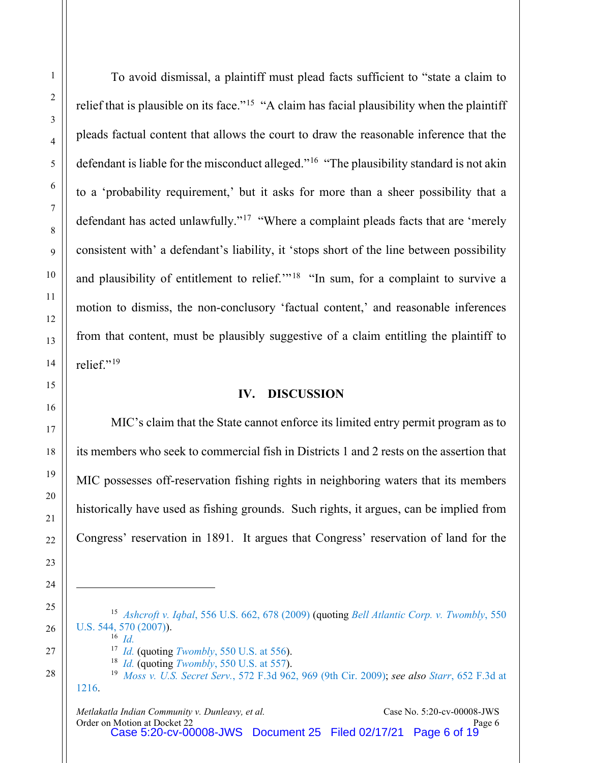To avoid dismissal, a plaintiff must plead facts sufficient to "state a claim to relief that is plausible on its face."[15] "A claim has facial plausibility when the plaintiff pleads factual content that allows the court to draw the reasonable inference that the defendant is liable for the misconduct alleged."[16] "The plausibility standard is not akin to a 'probability requirement,' but it asks for more than a sheer possibility that a defendant has acted unlawfully."[17] "Where a complaint pleads facts that are 'merely consistent with' a defendant's liability, it 'stops short of the line between possibility and plausibility of entitlement to relief.'"[18] "In sum, for a complaint to survive a motion to dismiss, the non-conclusory 'factual content,' and reasonable inferences from that content, must be plausibly suggestive of a claim entitling the plaintiff to relief."[19]

## IV. DISCUSSION

MIC's claim that the State cannot enforce its limited entry permit program as to its members who seek to commercial fish in Districts 1 and 2 rests on the assertion that MIC possesses off-reservation fishing rights in neighboring waters that its members historically have used as fishing grounds. Such rights, it argues, can be implied from Congress' reservation in 1891. It argues that Congress' reservation of land for the

---

[15] *Ashcroft v. Iqbal*, 556 U.S. 662, 678 (2009) (quoting *Bell Atlantic Corp. v. Twombly*, 550 U.S. 544, 570 (2007)).

[16] *Id.*

[17] *Id.* (quoting *Twombly*, 550 U.S. at 556).

[18] *Id.* (quoting *Twombly*, 550 U.S. at 557).

[19] *Moss v. U.S. Secret Serv.*, 572 F.3d 962, 969 (9th Cir. 2009); *see also Starr*, 652 F.3d at 1216.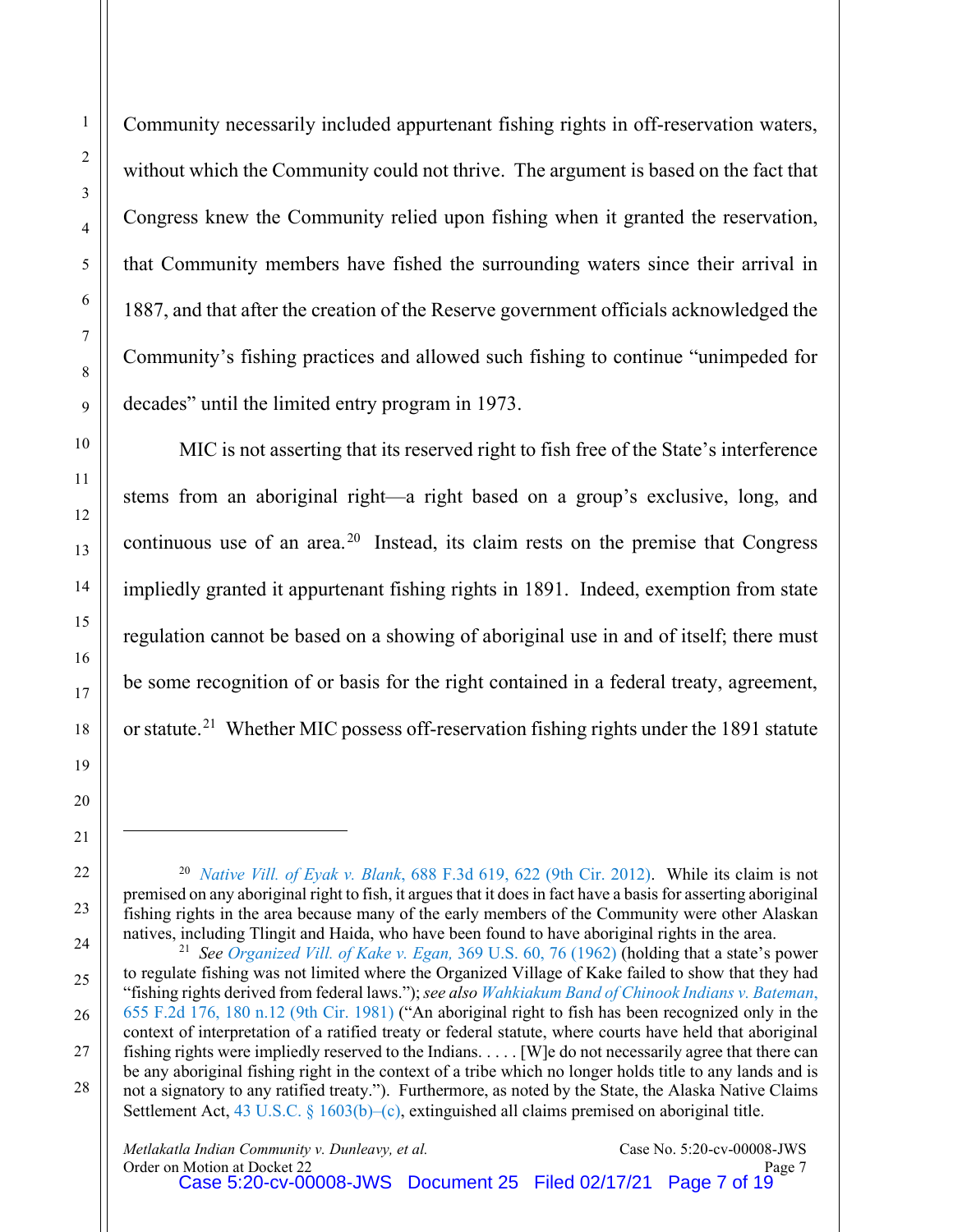Community necessarily included appurtenant fishing rights in off-reservation waters, without which the Community could not thrive. The argument is based on the fact that Congress knew the Community relied upon fishing when it granted the reservation, that Community members have fished the surrounding waters since their arrival in 1887, and that after the creation of the Reserve government officials acknowledged the Community's fishing practices and allowed such fishing to continue "unimpeded for decades" until the limited entry program in 1973.

MIC is not asserting that its reserved right to fish free of the State's interference stems from an aboriginal right—a right based on a group's exclusive, long, and continuous use of an area.[20] Instead, its claim rests on the premise that Congress impliedly granted it appurtenant fishing rights in 1891. Indeed, exemption from state regulation cannot be based on a showing of aboriginal use in and of itself; there must be some recognition of or basis for the right contained in a federal treaty, agreement, or statute.[21] Whether MIC possess off-reservation fishing rights under the 1891 statute

---

[20] *Native Vill. of Eyak v. Blank*, 688 F.3d 619, 622 (9th Cir. 2012). While its claim is not premised on any aboriginal right to fish, it argues that it does in fact have a basis for asserting aboriginal fishing rights in the area because many of the early members of the Community were other Alaskan natives, including Tlingit and Haida, who have been found to have aboriginal rights in the area.

[21] *See Organized Vill. of Kake v. Egan,* 369 U.S. 60, 76 (1962) (holding that a state's power to regulate fishing was not limited where the Organized Village of Kake failed to show that they had "fishing rights derived from federal laws."); *see also Wahkiakum Band of Chinook Indians v. Bateman*, 655 F.2d 176, 180 n.12 (9th Cir. 1981) ("An aboriginal right to fish has been recognized only in the context of interpretation of a ratified treaty or federal statute, where courts have held that aboriginal fishing rights were impliedly reserved to the Indians. . . . . [W]e do not necessarily agree that there can be any aboriginal fishing right in the context of a tribe which no longer holds title to any lands and is not a signatory to any ratified treaty."). Furthermore, as noted by the State, the Alaska Native Claims Settlement Act, 43 U.S.C. § 1603(b)–(c), extinguished all claims premised on aboriginal title.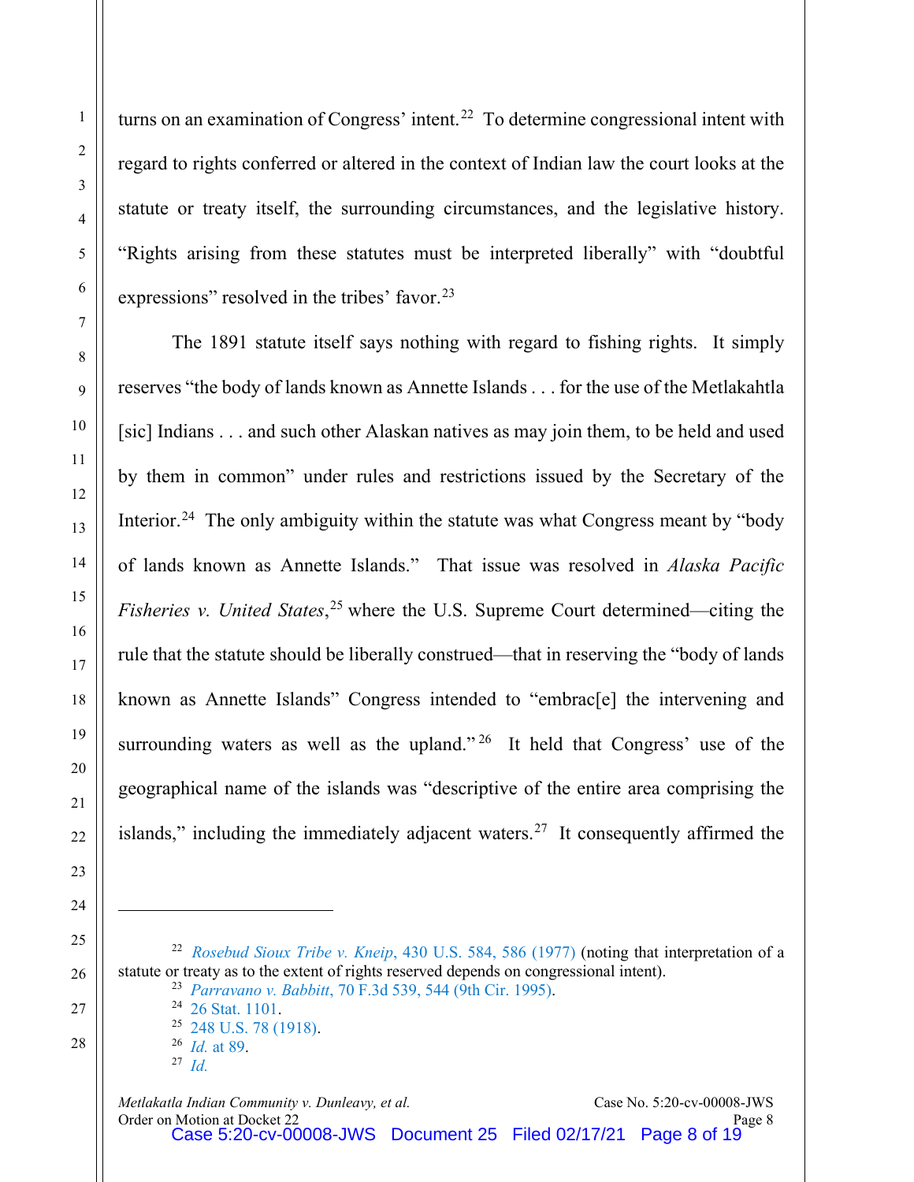turns on an examination of Congress' intent.[22] To determine congressional intent with regard to rights conferred or altered in the context of Indian law the court looks at the statute or treaty itself, the surrounding circumstances, and the legislative history. "Rights arising from these statutes must be interpreted liberally" with "doubtful expressions" resolved in the tribes' favor.[23]

The 1891 statute itself says nothing with regard to fishing rights. It simply reserves "the body of lands known as Annette Islands . . . for the use of the Metlakahtla [sic] Indians . . . and such other Alaskan natives as may join them, to be held and used by them in common" under rules and restrictions issued by the Secretary of the Interior.[24] The only ambiguity within the statute was what Congress meant by "body of lands known as Annette Islands." That issue was resolved in *Alaska Pacific Fisheries v. United States*,[25] where the U.S. Supreme Court determined—citing the rule that the statute should be liberally construed—that in reserving the "body of lands known as Annette Islands" Congress intended to "embrac[e] the intervening and surrounding waters as well as the upland."[26] It held that Congress' use of the geographical name of the islands was "descriptive of the entire area comprising the islands," including the immediately adjacent waters.[27] It consequently affirmed the

---

[22] *Rosebud Sioux Tribe v. Kneip*, 430 U.S. 584, 586 (1977) (noting that interpretation of a statute or treaty as to the extent of rights reserved depends on congressional intent).

[23] *Parravano v. Babbitt*, 70 F.3d 539, 544 (9th Cir. 1995).

[24] 26 Stat. 1101.

[25] 248 U.S. 78 (1918).

[26] *Id.* at 89.

[27] *Id.*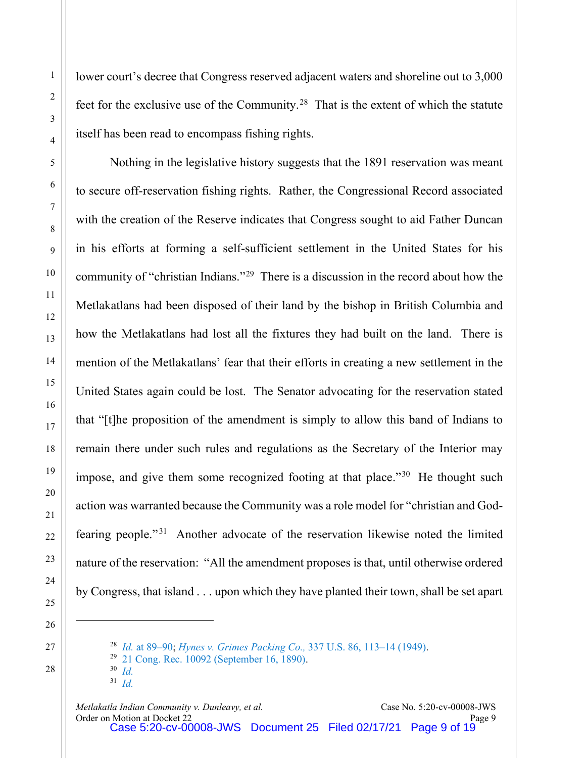lower court's decree that Congress reserved adjacent waters and shoreline out to 3,000 feet for the exclusive use of the Community.[28] That is the extent of which the statute itself has been read to encompass fishing rights.

Nothing in the legislative history suggests that the 1891 reservation was meant to secure off-reservation fishing rights. Rather, the Congressional Record associated with the creation of the Reserve indicates that Congress sought to aid Father Duncan in his efforts at forming a self-sufficient settlement in the United States for his community of "christian Indians."[29] There is a discussion in the record about how the Metlakatlans had been disposed of their land by the bishop in British Columbia and how the Metlakatlans had lost all the fixtures they had built on the land. There is mention of the Metlakatlans' fear that their efforts in creating a new settlement in the United States again could be lost. The Senator advocating for the reservation stated that "[t]he proposition of the amendment is simply to allow this band of Indians to remain there under such rules and regulations as the Secretary of the Interior may impose, and give them some recognized footing at that place."[30] He thought such action was warranted because the Community was a role model for "christian and God-fearing people."[31] Another advocate of the reservation likewise noted the limited nature of the reservation: "All the amendment proposes is that, until otherwise ordered by Congress, that island . . . upon which they have planted their town, shall be set apart

---

[28] *Id.* at 89–90; *Hynes v. Grimes Packing Co.*, 337 U.S. 86, 113–14 (1949).

[29] 21 Cong. Rec. 10092 (September 16, 1890).

[30] *Id.*

[31] *Id.*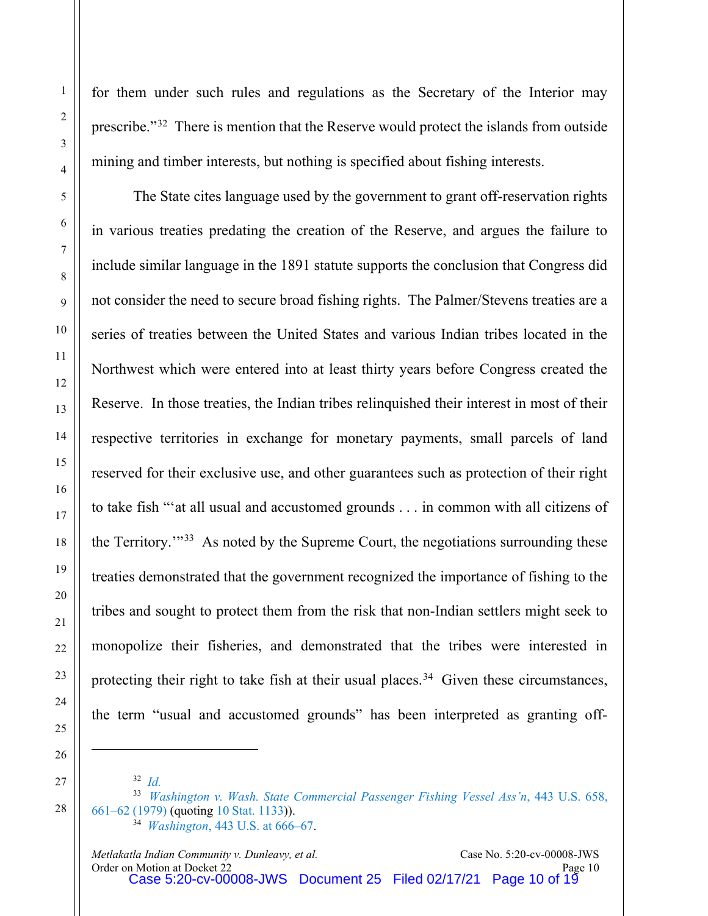for them under such rules and regulations as the Secretary of the Interior may prescribe."[32] There is mention that the Reserve would protect the islands from outside mining and timber interests, but nothing is specified about fishing interests.

The State cites language used by the government to grant off-reservation rights in various treaties predating the creation of the Reserve, and argues the failure to include similar language in the 1891 statute supports the conclusion that Congress did not consider the need to secure broad fishing rights. The Palmer/Stevens treaties are a series of treaties between the United States and various Indian tribes located in the Northwest which were entered into at least thirty years before Congress created the Reserve. In those treaties, the Indian tribes relinquished their interest in most of their respective territories in exchange for monetary payments, small parcels of land reserved for their exclusive use, and other guarantees such as protection of their right to take fish "'at all usual and accustomed grounds . . . in common with all citizens of the Territory.'"[33] As noted by the Supreme Court, the negotiations surrounding these treaties demonstrated that the government recognized the importance of fishing to the tribes and sought to protect them from the risk that non-Indian settlers might seek to monopolize their fisheries, and demonstrated that the tribes were interested in protecting their right to take fish at their usual places.[34] Given these circumstances, the term "usual and accustomed grounds" has been interpreted as granting off-

---

[32] *Id.*

[33] *Washington v. Wash. State Commercial Passenger Fishing Vessel Ass'n*, 443 U.S. 658, 661–62 (1979) (quoting 10 Stat. 1133)).

[34] *Washington*, 443 U.S. at 666–67.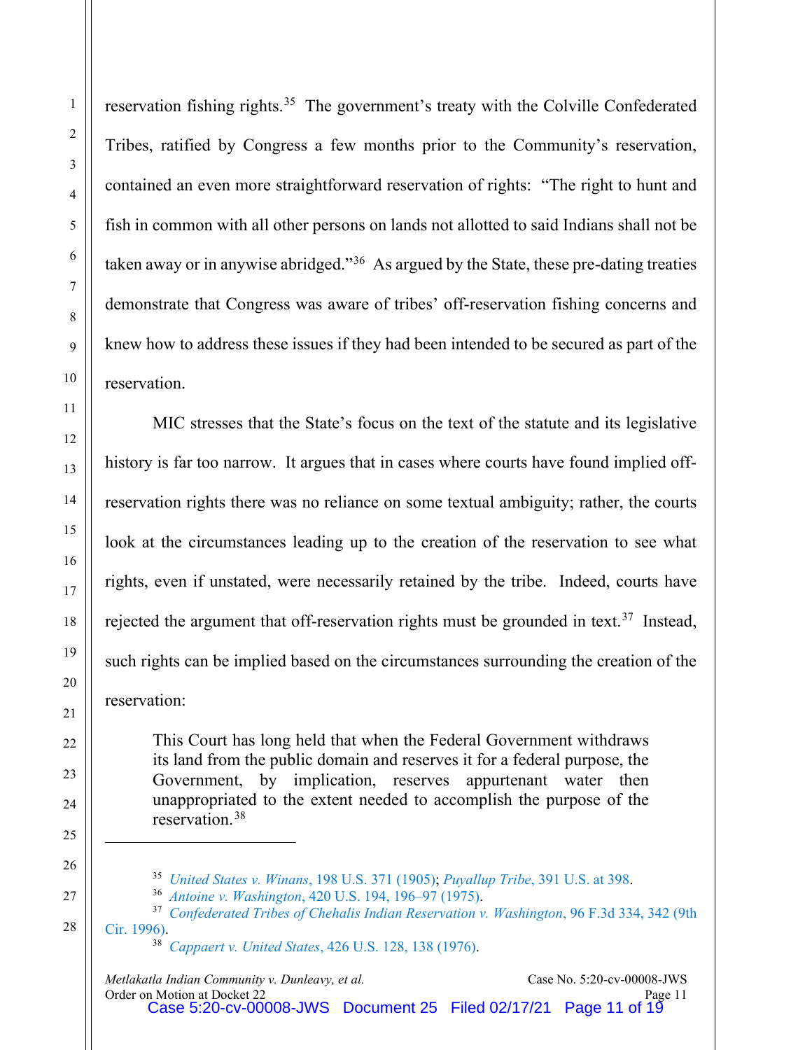reservation fishing rights.[35] The government's treaty with the Colville Confederated Tribes, ratified by Congress a few months prior to the Community's reservation, contained an even more straightforward reservation of rights: "The right to hunt and fish in common with all other persons on lands not allotted to said Indians shall not be taken away or in anywise abridged."[36] As argued by the State, these pre-dating treaties demonstrate that Congress was aware of tribes' off-reservation fishing concerns and knew how to address these issues if they had been intended to be secured as part of the reservation.

MIC stresses that the State's focus on the text of the statute and its legislative history is far too narrow. It argues that in cases where courts have found implied off-reservation rights there was no reliance on some textual ambiguity; rather, the courts look at the circumstances leading up to the creation of the reservation to see what rights, even if unstated, were necessarily retained by the tribe. Indeed, courts have rejected the argument that off-reservation rights must be grounded in text.[37] Instead, such rights can be implied based on the circumstances surrounding the creation of the reservation:

> This Court has long held that when the Federal Government withdraws its land from the public domain and reserves it for a federal purpose, the Government, by implication, reserves appurtenant water then unappropriated to the extent needed to accomplish the purpose of the reservation.[38]

---

[35] *United States v. Winans*, 198 U.S. 371 (1905); *Puyallup Tribe*, 391 U.S. at 398.

[36] *Antoine v. Washington*, 420 U.S. 194, 196–97 (1975).

[37] *Confederated Tribes of Chehalis Indian Reservation v. Washington*, 96 F.3d 334, 342 (9th Cir. 1996).

[38] *Cappaert v. United States*, 426 U.S. 128, 138 (1976).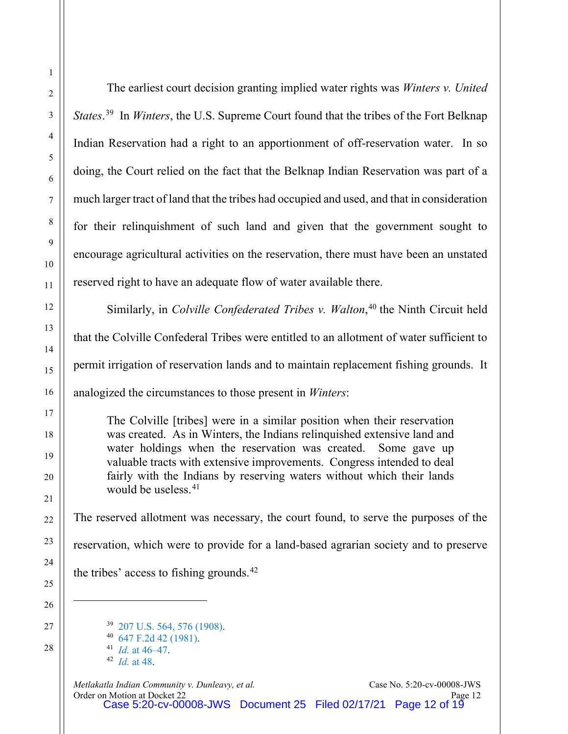The earliest court decision granting implied water rights was *Winters v. United States*.[39] In *Winters*, the U.S. Supreme Court found that the tribes of the Fort Belknap Indian Reservation had a right to an apportionment of off-reservation water. In so doing, the Court relied on the fact that the Belknap Indian Reservation was part of a much larger tract of land that the tribes had occupied and used, and that in consideration for their relinquishment of such land and given that the government sought to encourage agricultural activities on the reservation, there must have been an unstated reserved right to have an adequate flow of water available there.

Similarly, in *Colville Confederated Tribes v. Walton*,[40] the Ninth Circuit held that the Colville Confederal Tribes were entitled to an allotment of water sufficient to permit irrigation of reservation lands and to maintain replacement fishing grounds. It analogized the circumstances to those present in *Winters*:

> The Colville [tribes] were in a similar position when their reservation was created. As in Winters, the Indians relinquished extensive land and water holdings when the reservation was created. Some gave up valuable tracts with extensive improvements. Congress intended to deal fairly with the Indians by reserving waters without which their lands would be useless.[41]

The reserved allotment was necessary, the court found, to serve the purposes of the reservation, which were to provide for a land-based agrarian society and to preserve the tribes' access to fishing grounds.[42]

---

[39] 207 U.S. 564, 576 (1908).

[40] 647 F.2d 42 (1981).

[41] *Id.* at 46–47.

[42] *Id.* at 48.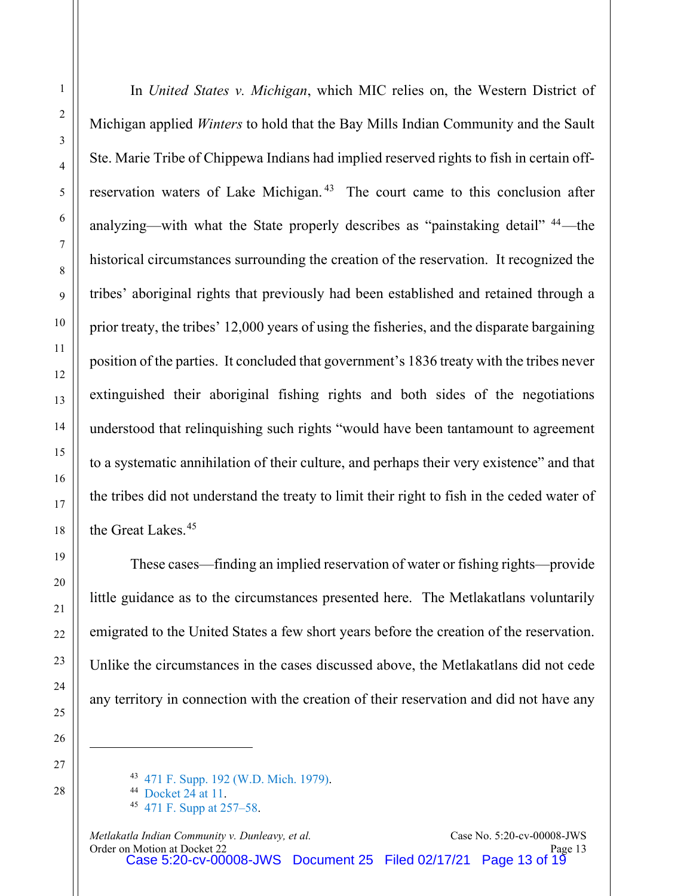In *United States v. Michigan*, which MIC relies on, the Western District of Michigan applied *Winters* to hold that the Bay Mills Indian Community and the Sault Ste. Marie Tribe of Chippewa Indians had implied reserved rights to fish in certain off-reservation waters of Lake Michigan.[43] The court came to this conclusion after analyzing—with what the State properly describes as "painstaking detail"[44]—the historical circumstances surrounding the creation of the reservation. It recognized the tribes' aboriginal rights that previously had been established and retained through a prior treaty, the tribes' 12,000 years of using the fisheries, and the disparate bargaining position of the parties. It concluded that government's 1836 treaty with the tribes never extinguished their aboriginal fishing rights and both sides of the negotiations understood that relinquishing such rights "would have been tantamount to agreement to a systematic annihilation of their culture, and perhaps their very existence" and that the tribes did not understand the treaty to limit their right to fish in the ceded water of the Great Lakes.[45]

These cases—finding an implied reservation of water or fishing rights—provide little guidance as to the circumstances presented here. The Metlakatlans voluntarily emigrated to the United States a few short years before the creation of the reservation. Unlike the circumstances in the cases discussed above, the Metlakatlans did not cede any territory in connection with the creation of their reservation and did not have any

---

[43] 471 F. Supp. 192 (W.D. Mich. 1979).

[44] Docket 24 at 11.

[45] 471 F. Supp at 257–58.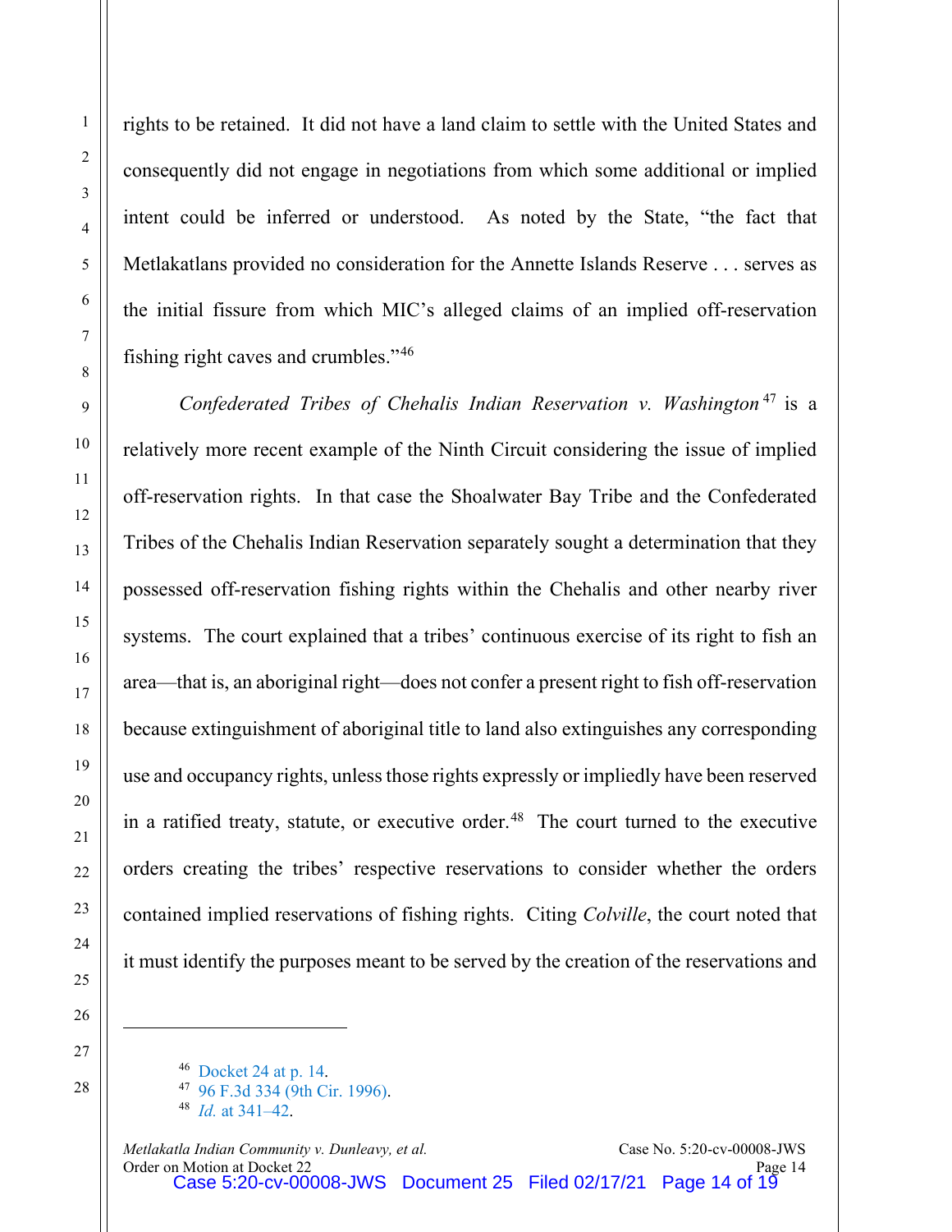rights to be retained. It did not have a land claim to settle with the United States and consequently did not engage in negotiations from which some additional or implied intent could be inferred or understood. As noted by the State, "the fact that Metlakatlans provided no consideration for the Annette Islands Reserve . . . serves as the initial fissure from which MIC's alleged claims of an implied off-reservation fishing right caves and crumbles."[46]

*Confederated Tribes of Chehalis Indian Reservation v. Washington*[47] is a relatively more recent example of the Ninth Circuit considering the issue of implied off-reservation rights. In that case the Shoalwater Bay Tribe and the Confederated Tribes of the Chehalis Indian Reservation separately sought a determination that they possessed off-reservation fishing rights within the Chehalis and other nearby river systems. The court explained that a tribes' continuous exercise of its right to fish an area—that is, an aboriginal right—does not confer a present right to fish off-reservation because extinguishment of aboriginal title to land also extinguishes any corresponding use and occupancy rights, unless those rights expressly or impliedly have been reserved in a ratified treaty, statute, or executive order.[48] The court turned to the executive orders creating the tribes' respective reservations to consider whether the orders contained implied reservations of fishing rights. Citing *Colville*, the court noted that it must identify the purposes meant to be served by the creation of the reservations and

---

[46] Docket 24 at p. 14.

[47] 96 F.3d 334 (9th Cir. 1996).

[48] *Id.* at 341–42.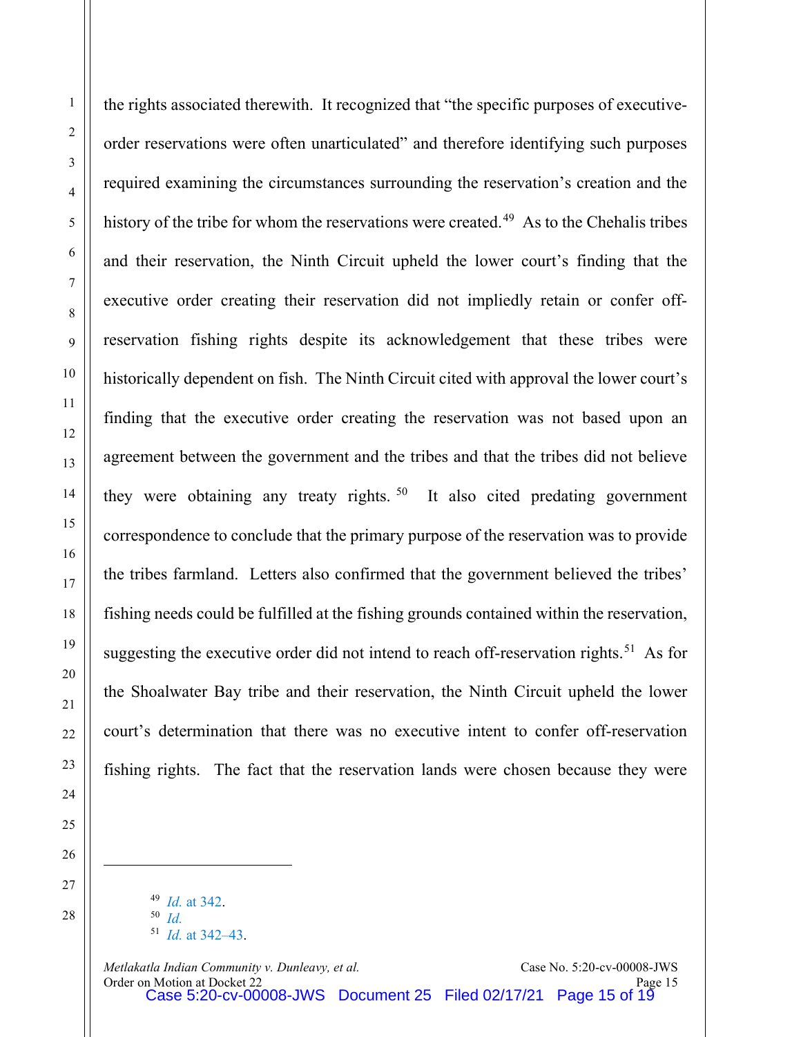the rights associated therewith. It recognized that "the specific purposes of executive-order reservations were often unarticulated" and therefore identifying such purposes required examining the circumstances surrounding the reservation's creation and the history of the tribe for whom the reservations were created.[49] As to the Chehalis tribes and their reservation, the Ninth Circuit upheld the lower court's finding that the executive order creating their reservation did not impliedly retain or confer off-reservation fishing rights despite its acknowledgement that these tribes were historically dependent on fish. The Ninth Circuit cited with approval the lower court's finding that the executive order creating the reservation was not based upon an agreement between the government and the tribes and that the tribes did not believe they were obtaining any treaty rights.[50] It also cited predating government correspondence to conclude that the primary purpose of the reservation was to provide the tribes farmland. Letters also confirmed that the government believed the tribes' fishing needs could be fulfilled at the fishing grounds contained within the reservation, suggesting the executive order did not intend to reach off-reservation rights.[51] As for the Shoalwater Bay tribe and their reservation, the Ninth Circuit upheld the lower court's determination that there was no executive intent to confer off-reservation fishing rights. The fact that the reservation lands were chosen because they were

---

[49] *Id.* at 342.

[50] *Id.*

[51] *Id.* at 342–43.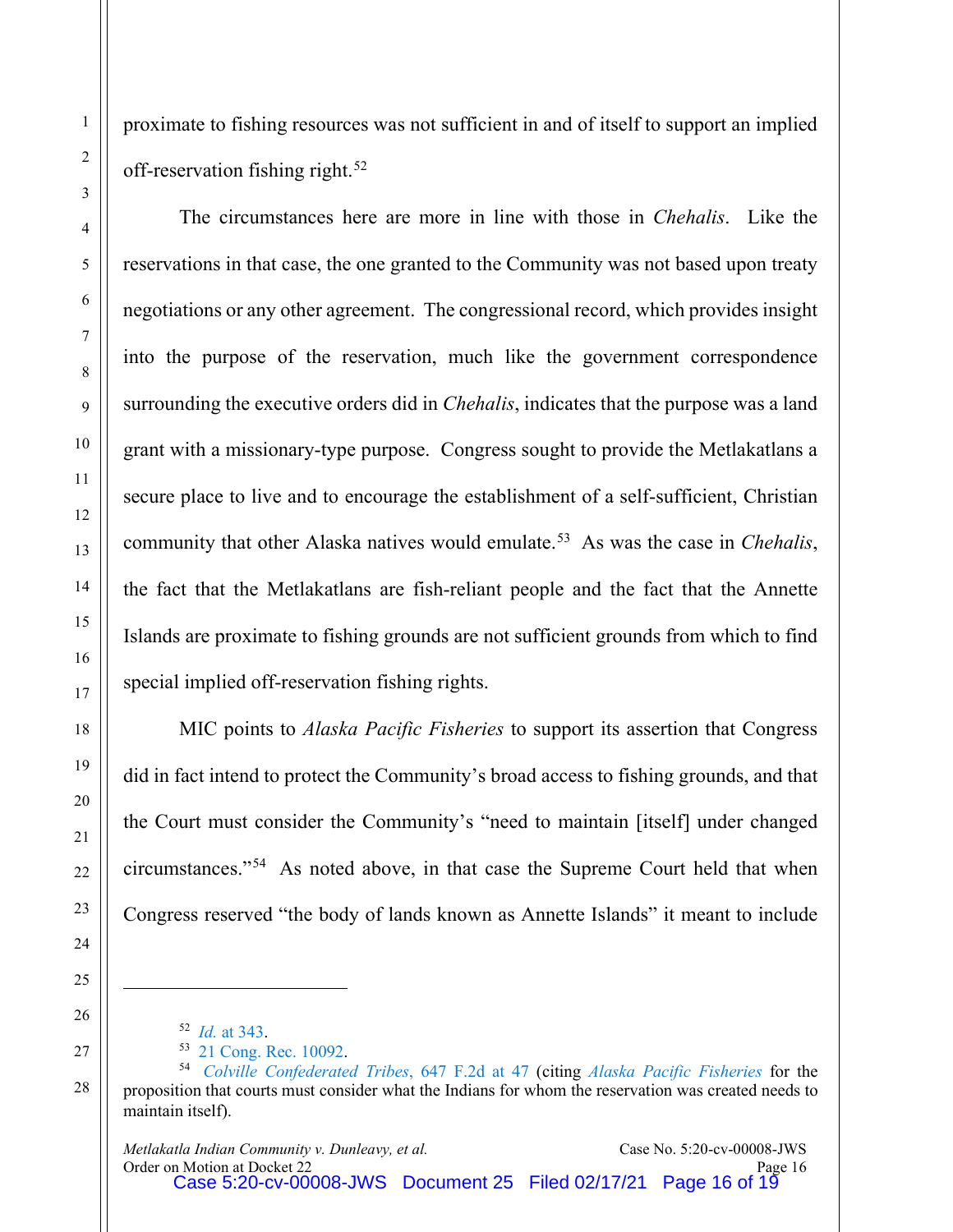proximate to fishing resources was not sufficient in and of itself to support an implied off-reservation fishing right.[52]

The circumstances here are more in line with those in *Chehalis*. Like the reservations in that case, the one granted to the Community was not based upon treaty negotiations or any other agreement. The congressional record, which provides insight into the purpose of the reservation, much like the government correspondence surrounding the executive orders did in *Chehalis*, indicates that the purpose was a land grant with a missionary-type purpose. Congress sought to provide the Metlakatlans a secure place to live and to encourage the establishment of a self-sufficient, Christian community that other Alaska natives would emulate.[53] As was the case in *Chehalis*, the fact that the Metlakatlans are fish-reliant people and the fact that the Annette Islands are proximate to fishing grounds are not sufficient grounds from which to find special implied off-reservation fishing rights.

MIC points to *Alaska Pacific Fisheries* to support its assertion that Congress did in fact intend to protect the Community's broad access to fishing grounds, and that the Court must consider the Community's "need to maintain [itself] under changed circumstances."[54] As noted above, in that case the Supreme Court held that when Congress reserved "the body of lands known as Annette Islands" it meant to include

---

[52] *Id.* at 343.

[53] 21 Cong. Rec. 10092.

[54] *Colville Confederated Tribes*, 647 F.2d at 47 (citing *Alaska Pacific Fisheries* for the proposition that courts must consider what the Indians for whom the reservation was created needs to maintain itself).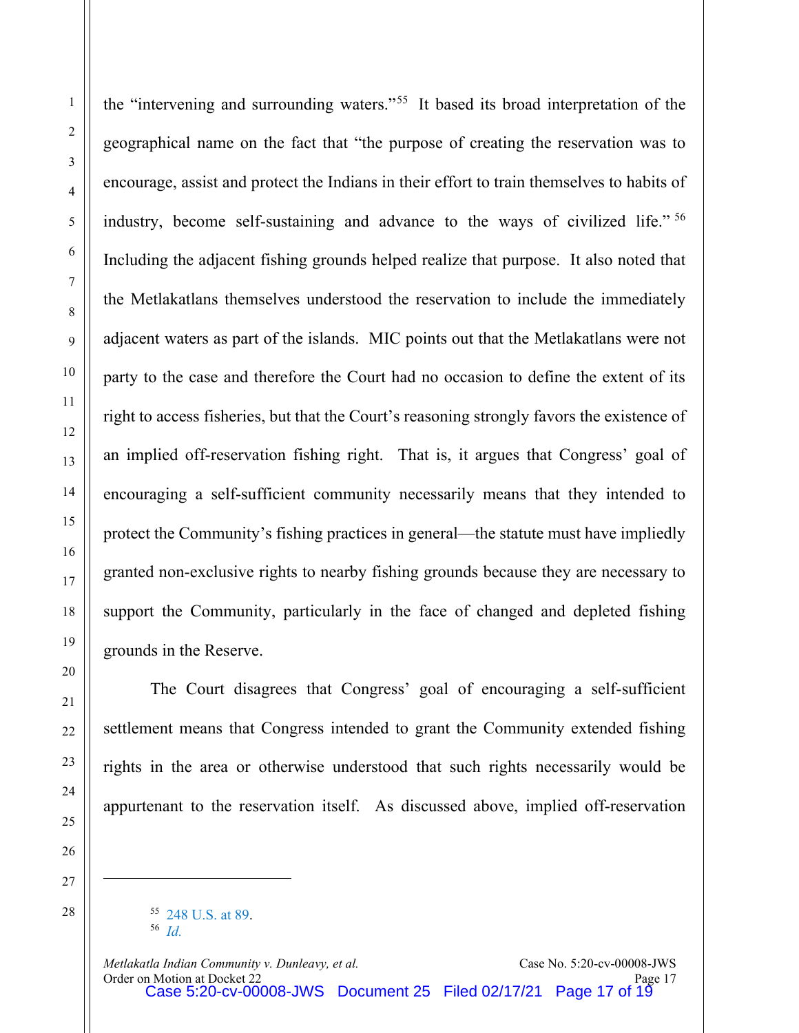the "intervening and surrounding waters."[55] It based its broad interpretation of the geographical name on the fact that "the purpose of creating the reservation was to encourage, assist and protect the Indians in their effort to train themselves to habits of industry, become self-sustaining and advance to the ways of civilized life."[56] Including the adjacent fishing grounds helped realize that purpose. It also noted that the Metlakatlans themselves understood the reservation to include the immediately adjacent waters as part of the islands. MIC points out that the Metlakatlans were not party to the case and therefore the Court had no occasion to define the extent of its right to access fisheries, but that the Court's reasoning strongly favors the existence of an implied off-reservation fishing right. That is, it argues that Congress' goal of encouraging a self-sufficient community necessarily means that they intended to protect the Community's fishing practices in general—the statute must have impliedly granted non-exclusive rights to nearby fishing grounds because they are necessary to support the Community, particularly in the face of changed and depleted fishing grounds in the Reserve.

The Court disagrees that Congress' goal of encouraging a self-sufficient settlement means that Congress intended to grant the Community extended fishing rights in the area or otherwise understood that such rights necessarily would be appurtenant to the reservation itself. As discussed above, implied off-reservation

---

[55] 248 U.S. at 89.

[56] *Id.*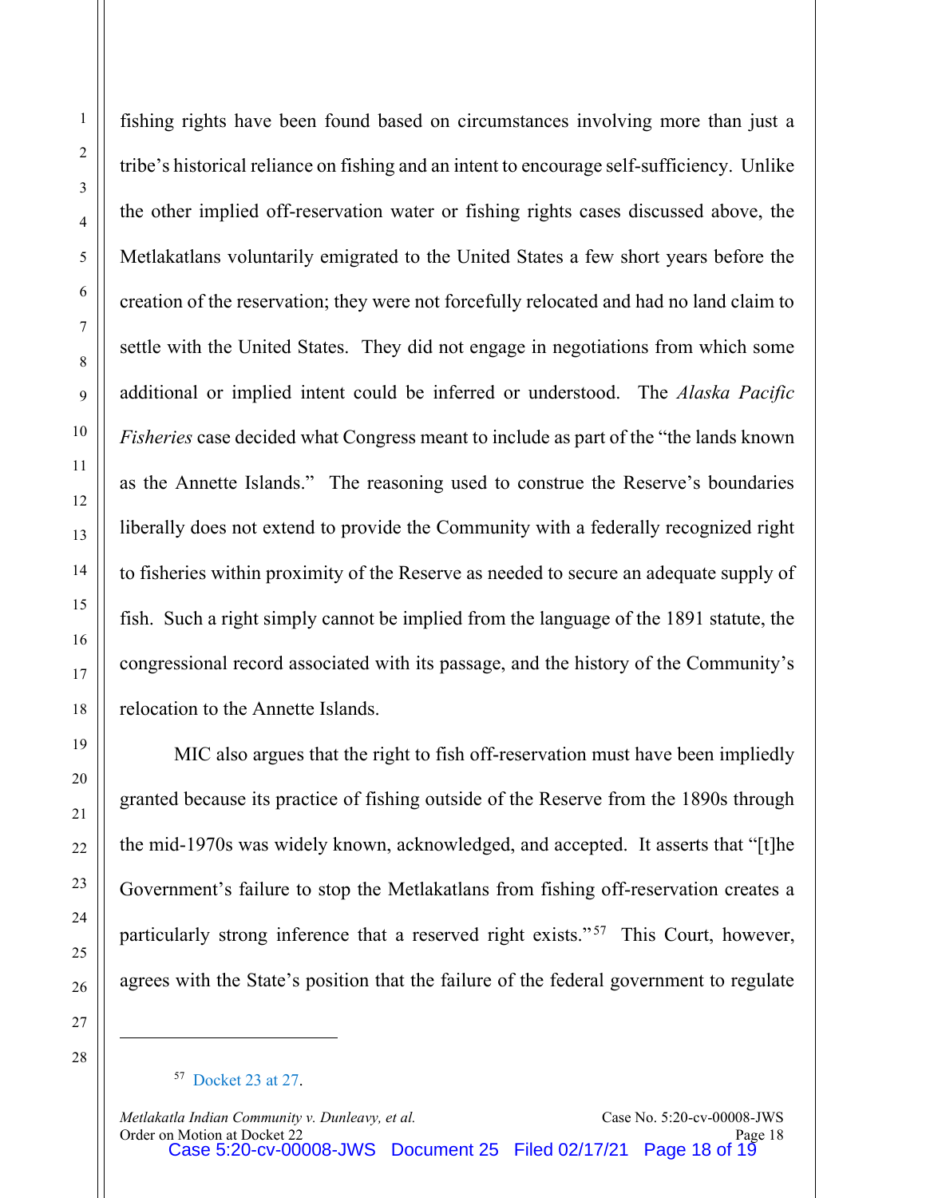fishing rights have been found based on circumstances involving more than just a tribe's historical reliance on fishing and an intent to encourage self-sufficiency. Unlike the other implied off-reservation water or fishing rights cases discussed above, the Metlakatlans voluntarily emigrated to the United States a few short years before the creation of the reservation; they were not forcefully relocated and had no land claim to settle with the United States. They did not engage in negotiations from which some additional or implied intent could be inferred or understood. The *Alaska Pacific Fisheries* case decided what Congress meant to include as part of the "the lands known as the Annette Islands." The reasoning used to construe the Reserve's boundaries liberally does not extend to provide the Community with a federally recognized right to fisheries within proximity of the Reserve as needed to secure an adequate supply of fish. Such a right simply cannot be implied from the language of the 1891 statute, the congressional record associated with its passage, and the history of the Community's relocation to the Annette Islands.

MIC also argues that the right to fish off-reservation must have been impliedly granted because its practice of fishing outside of the Reserve from the 1890s through the mid-1970s was widely known, acknowledged, and accepted. It asserts that "[t]he Government's failure to stop the Metlakatlans from fishing off-reservation creates a particularly strong inference that a reserved right exists."[57] This Court, however, agrees with the State's position that the failure of the federal government to regulate

---

[57] Docket 23 at 27.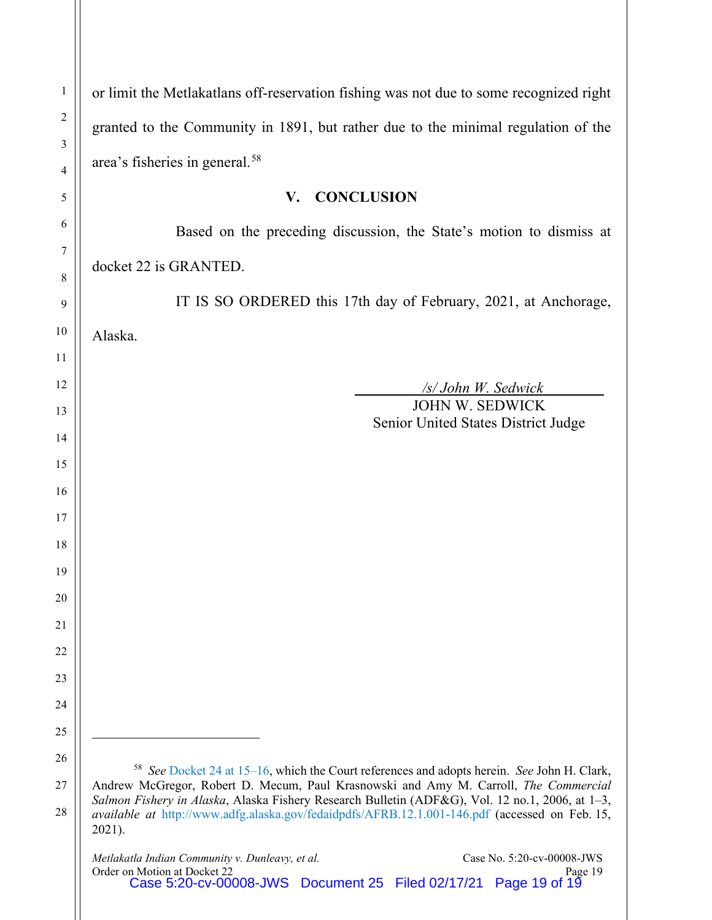or limit the Metlakatlans off-reservation fishing was not due to some recognized right granted to the Community in 1891, but rather due to the minimal regulation of the area's fisheries in general.[58]

## V. CONCLUSION

Based on the preceding discussion, the State's motion to dismiss at docket 22 is GRANTED.

IT IS SO ORDERED this 17th day of February, 2021, at Anchorage, Alaska.

*/s/ John W. Sedwick*
JOHN W. SEDWICK
Senior United States District Judge

---

[58] *See* Docket 24 at 15–16, which the Court references and adopts herein. *See* John H. Clark, Andrew McGregor, Robert D. Mecum, Paul Krasnowski and Amy M. Carroll, *The Commercial Salmon Fishery in Alaska*, Alaska Fishery Research Bulletin (ADF&G), Vol. 12 no.1, 2006, at 1–3, *available at* http://www.adfg.alaska.gov/fedaidpdfs/AFRB.12.1.001-146.pdf (accessed on Feb. 15, 2021).